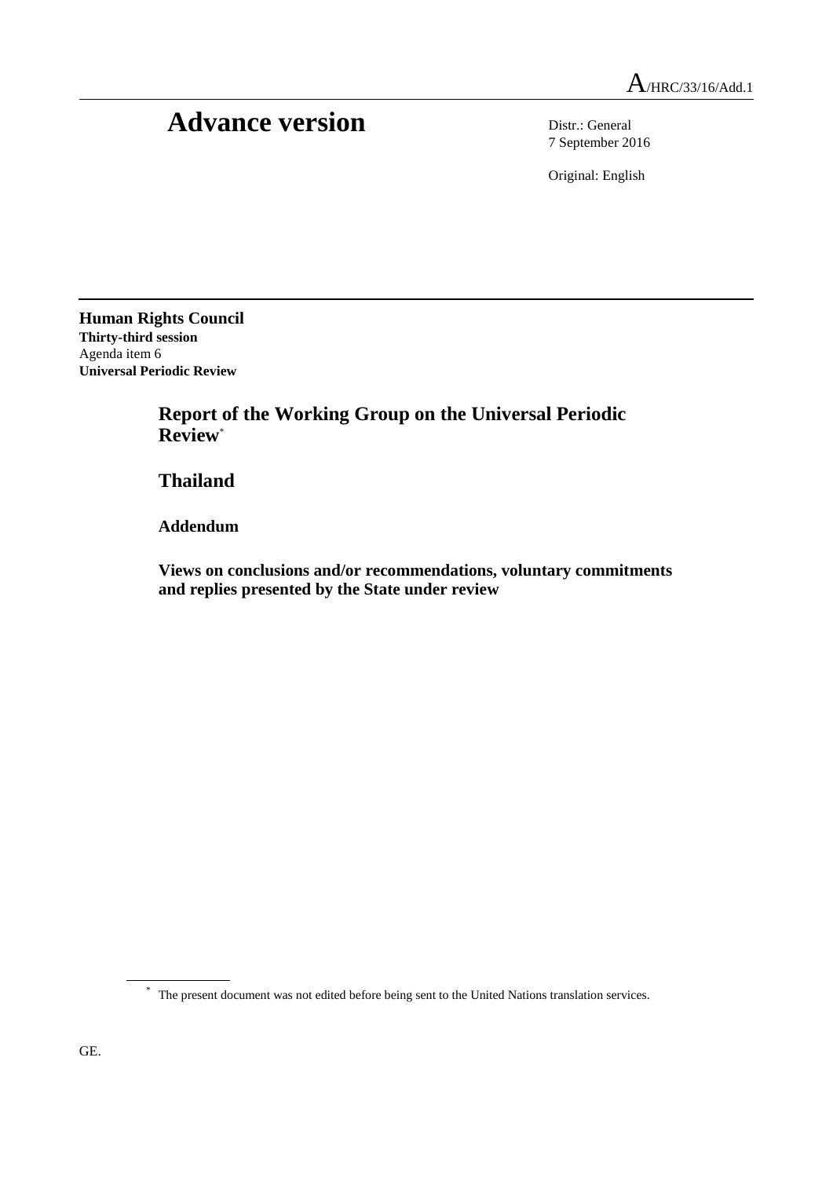A/HRC/33/16/Add.1

# Advance version

Distr.: General
7 September 2016

Original: English

**Human Rights Council**
**Thirty-third session**
Agenda item 6
**Universal Periodic Review**

## Report of the Working Group on the Universal Periodic Review*

## Thailand

### Addendum

### Views on conclusions and/or recommendations, voluntary commitments and replies presented by the State under review

* The present document was not edited before being sent to the United Nations translation services.

GE.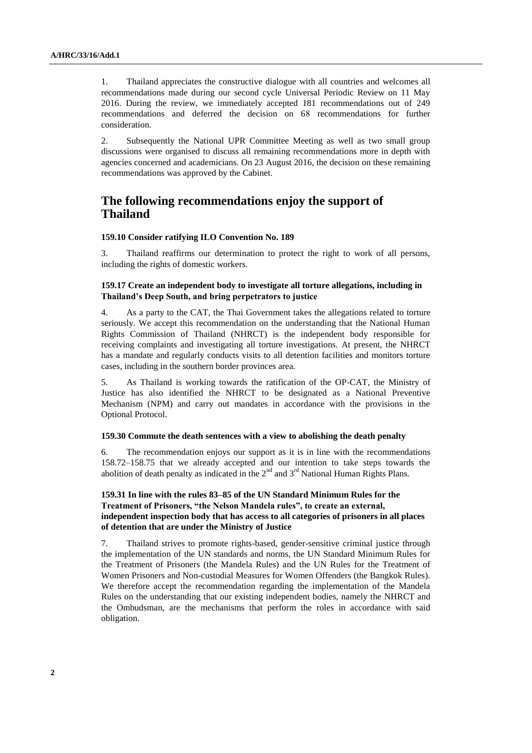1. Thailand appreciates the constructive dialogue with all countries and welcomes all recommendations made during our second cycle Universal Periodic Review on 11 May 2016. During the review, we immediately accepted 181 recommendations out of 249 recommendations and deferred the decision on 68 recommendations for further consideration.

2. Subsequently the National UPR Committee Meeting as well as two small group discussions were organised to discuss all remaining recommendations more in depth with agencies concerned and academicians. On 23 August 2016, the decision on these remaining recommendations was approved by the Cabinet.

## The following recommendations enjoy the support of Thailand

#### 159.10 Consider ratifying ILO Convention No. 189

3. Thailand reaffirms our determination to protect the right to work of all persons, including the rights of domestic workers.

#### 159.17 Create an independent body to investigate all torture allegations, including in Thailand's Deep South, and bring perpetrators to justice

4. As a party to the CAT, the Thai Government takes the allegations related to torture seriously. We accept this recommendation on the understanding that the National Human Rights Commission of Thailand (NHRCT) is the independent body responsible for receiving complaints and investigating all torture investigations. At present, the NHRCT has a mandate and regularly conducts visits to all detention facilities and monitors torture cases, including in the southern border provinces area.

5. As Thailand is working towards the ratification of the OP-CAT, the Ministry of Justice has also identified the NHRCT to be designated as a National Preventive Mechanism (NPM) and carry out mandates in accordance with the provisions in the Optional Protocol.

#### 159.30 Commute the death sentences with a view to abolishing the death penalty

6. The recommendation enjoys our support as it is in line with the recommendations 158.72–158.75 that we already accepted and our intention to take steps towards the abolition of death penalty as indicated in the 2nd and 3rd National Human Rights Plans.

#### 159.31 In line with the rules 83–85 of the UN Standard Minimum Rules for the Treatment of Prisoners, "the Nelson Mandela rules", to create an external, independent inspection body that has access to all categories of prisoners in all places of detention that are under the Ministry of Justice

7. Thailand strives to promote rights-based, gender-sensitive criminal justice through the implementation of the UN standards and norms, the UN Standard Minimum Rules for the Treatment of Prisoners (the Mandela Rules) and the UN Rules for the Treatment of Women Prisoners and Non-custodial Measures for Women Offenders (the Bangkok Rules). We therefore accept the recommendation regarding the implementation of the Mandela Rules on the understanding that our existing independent bodies, namely the NHRCT and the Ombudsman, are the mechanisms that perform the roles in accordance with said obligation.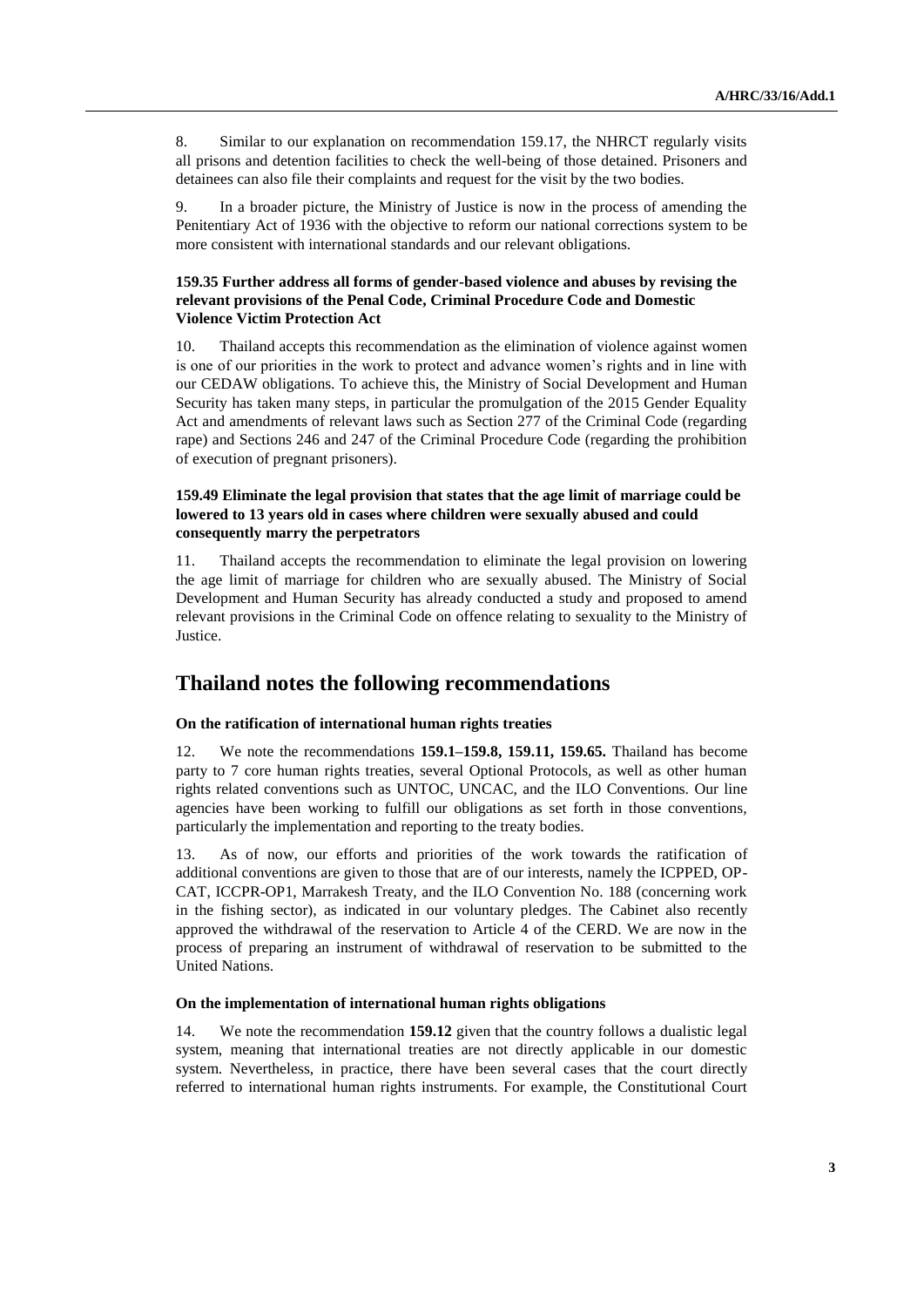8. Similar to our explanation on recommendation 159.17, the NHRCT regularly visits all prisons and detention facilities to check the well-being of those detained. Prisoners and detainees can also file their complaints and request for the visit by the two bodies.

9. In a broader picture, the Ministry of Justice is now in the process of amending the Penitentiary Act of 1936 with the objective to reform our national corrections system to be more consistent with international standards and our relevant obligations.

**159.35 Further address all forms of gender-based violence and abuses by revising the relevant provisions of the Penal Code, Criminal Procedure Code and Domestic Violence Victim Protection Act**

10. Thailand accepts this recommendation as the elimination of violence against women is one of our priorities in the work to protect and advance women's rights and in line with our CEDAW obligations. To achieve this, the Ministry of Social Development and Human Security has taken many steps, in particular the promulgation of the 2015 Gender Equality Act and amendments of relevant laws such as Section 277 of the Criminal Code (regarding rape) and Sections 246 and 247 of the Criminal Procedure Code (regarding the prohibition of execution of pregnant prisoners).

**159.49 Eliminate the legal provision that states that the age limit of marriage could be lowered to 13 years old in cases where children were sexually abused and could consequently marry the perpetrators**

11. Thailand accepts the recommendation to eliminate the legal provision on lowering the age limit of marriage for children who are sexually abused. The Ministry of Social Development and Human Security has already conducted a study and proposed to amend relevant provisions in the Criminal Code on offence relating to sexuality to the Ministry of Justice.

# Thailand notes the following recommendations

**On the ratification of international human rights treaties**

12. We note the recommendations **159.1–159.8, 159.11, 159.65.** Thailand has become party to 7 core human rights treaties, several Optional Protocols, as well as other human rights related conventions such as UNTOC, UNCAC, and the ILO Conventions. Our line agencies have been working to fulfill our obligations as set forth in those conventions, particularly the implementation and reporting to the treaty bodies.

13. As of now, our efforts and priorities of the work towards the ratification of additional conventions are given to those that are of our interests, namely the ICPPED, OP-CAT, ICCPR-OP1, Marrakesh Treaty, and the ILO Convention No. 188 (concerning work in the fishing sector), as indicated in our voluntary pledges. The Cabinet also recently approved the withdrawal of the reservation to Article 4 of the CERD. We are now in the process of preparing an instrument of withdrawal of reservation to be submitted to the United Nations.

**On the implementation of international human rights obligations**

14. We note the recommendation **159.12** given that the country follows a dualistic legal system, meaning that international treaties are not directly applicable in our domestic system. Nevertheless, in practice, there have been several cases that the court directly referred to international human rights instruments. For example, the Constitutional Court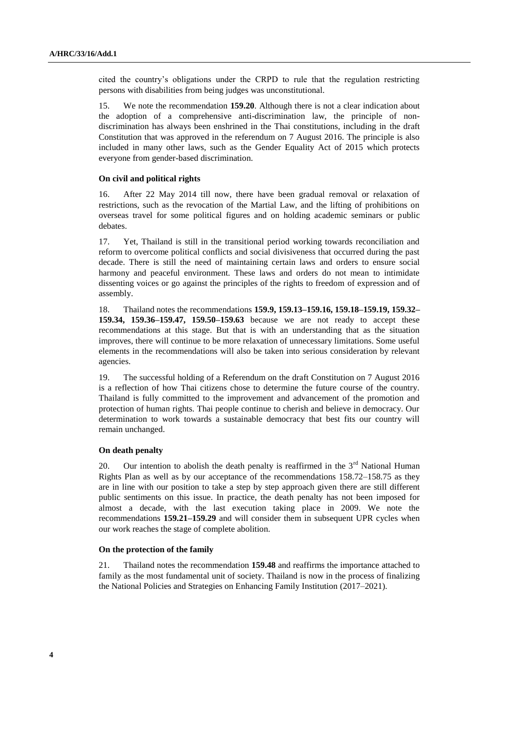cited the country's obligations under the CRPD to rule that the regulation restricting persons with disabilities from being judges was unconstitutional.

15. We note the recommendation **159.20**. Although there is not a clear indication about the adoption of a comprehensive anti-discrimination law, the principle of non-discrimination has always been enshrined in the Thai constitutions, including in the draft Constitution that was approved in the referendum on 7 August 2016. The principle is also included in many other laws, such as the Gender Equality Act of 2015 which protects everyone from gender-based discrimination.

#### On civil and political rights

16. After 22 May 2014 till now, there have been gradual removal or relaxation of restrictions, such as the revocation of the Martial Law, and the lifting of prohibitions on overseas travel for some political figures and on holding academic seminars or public debates.

17. Yet, Thailand is still in the transitional period working towards reconciliation and reform to overcome political conflicts and social divisiveness that occurred during the past decade. There is still the need of maintaining certain laws and orders to ensure social harmony and peaceful environment. These laws and orders do not mean to intimidate dissenting voices or go against the principles of the rights to freedom of expression and of assembly.

18. Thailand notes the recommendations **159.9, 159.13–159.16, 159.18–159.19, 159.32–159.34, 159.36–159.47, 159.50–159.63** because we are not ready to accept these recommendations at this stage. But that is with an understanding that as the situation improves, there will continue to be more relaxation of unnecessary limitations. Some useful elements in the recommendations will also be taken into serious consideration by relevant agencies.

19. The successful holding of a Referendum on the draft Constitution on 7 August 2016 is a reflection of how Thai citizens chose to determine the future course of the country. Thailand is fully committed to the improvement and advancement of the promotion and protection of human rights. Thai people continue to cherish and believe in democracy. Our determination to work towards a sustainable democracy that best fits our country will remain unchanged.

#### On death penalty

20. Our intention to abolish the death penalty is reaffirmed in the 3rd National Human Rights Plan as well as by our acceptance of the recommendations 158.72–158.75 as they are in line with our position to take a step by step approach given there are still different public sentiments on this issue. In practice, the death penalty has not been imposed for almost a decade, with the last execution taking place in 2009. We note the recommendations **159.21–159.29** and will consider them in subsequent UPR cycles when our work reaches the stage of complete abolition.

#### On the protection of the family

21. Thailand notes the recommendation **159.48** and reaffirms the importance attached to family as the most fundamental unit of society. Thailand is now in the process of finalizing the National Policies and Strategies on Enhancing Family Institution (2017–2021).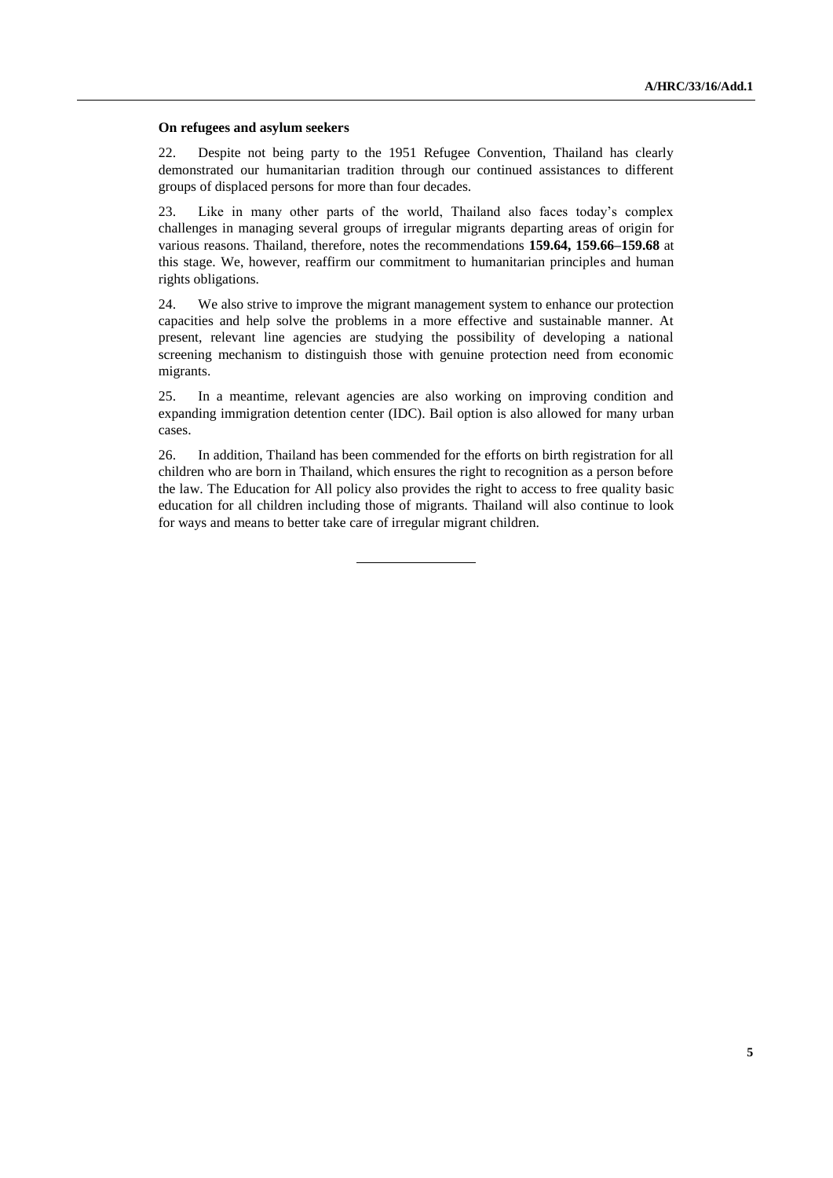**On refugees and asylum seekers**

22. Despite not being party to the 1951 Refugee Convention, Thailand has clearly demonstrated our humanitarian tradition through our continued assistances to different groups of displaced persons for more than four decades.

23. Like in many other parts of the world, Thailand also faces today's complex challenges in managing several groups of irregular migrants departing areas of origin for various reasons. Thailand, therefore, notes the recommendations **159.64, 159.66–159.68** at this stage. We, however, reaffirm our commitment to humanitarian principles and human rights obligations.

24. We also strive to improve the migrant management system to enhance our protection capacities and help solve the problems in a more effective and sustainable manner. At present, relevant line agencies are studying the possibility of developing a national screening mechanism to distinguish those with genuine protection need from economic migrants.

25. In a meantime, relevant agencies are also working on improving condition and expanding immigration detention center (IDC). Bail option is also allowed for many urban cases.

26. In addition, Thailand has been commended for the efforts on birth registration for all children who are born in Thailand, which ensures the right to recognition as a person before the law. The Education for All policy also provides the right to access to free quality basic education for all children including those of migrants. Thailand will also continue to look for ways and means to better take care of irregular migrant children.